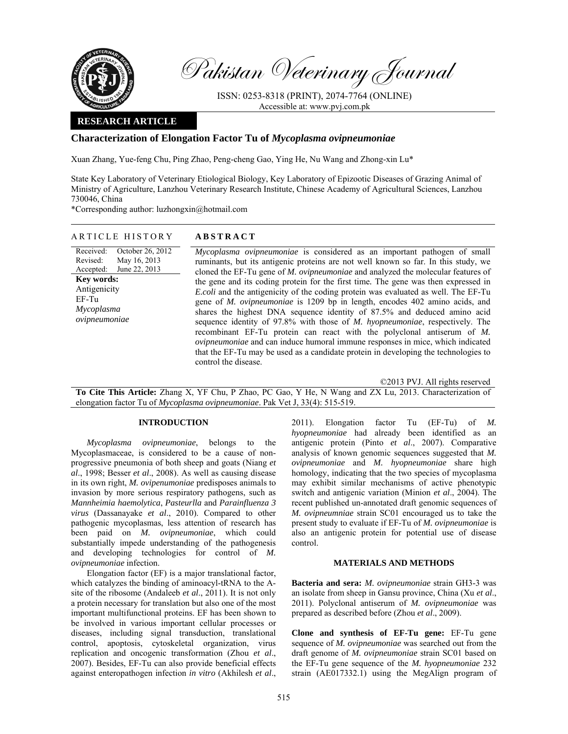Pakistan Veterinary Journal

ISSN: 0253-8318 (PRINT), 2074-7764 (ONLINE)
Accessible at: www.pvj.com.pk

**RESEARCH ARTICLE**

# Characterization of Elongation Factor Tu of *Mycoplasma ovipneumoniae*

Xuan Zhang, Yue-feng Chu, Ping Zhao, Peng-cheng Gao, Ying He, Nu Wang and Zhong-xin Lu*

State Key Laboratory of Veterinary Etiological Biology, Key Laboratory of Epizootic Diseases of Grazing Animal of Ministry of Agriculture, Lanzhou Veterinary Research Institute, Chinese Academy of Agricultural Sciences, Lanzhou 730046, China

*Corresponding author: luzhongxin@hotmail.com

## ARTICLE HISTORY

Received: October 26, 2012
Revised: May 16, 2013
Accepted: June 22, 2013

**Key words:**
Antigenicity
EF-Tu
*Mycoplasma ovipneumoniae*

## ABSTRACT

*Mycoplasma ovipneumoniae* is considered as an important pathogen of small ruminants, but its antigenic proteins are not well known so far. In this study, we cloned the EF-Tu gene of *M. ovipneumoniae* and analyzed the molecular features of the gene and its coding protein for the first time. The gene was then expressed in *E.coli* and the antigenicity of the coding protein was evaluated as well. The EF-Tu gene of *M. ovipneumoniae* is 1209 bp in length, encodes 402 amino acids, and shares the highest DNA sequence identity of 87.5% and deduced amino acid sequence identity of 97.8% with those of *M. hyopneumoniae*, respectively. The recombinant EF-Tu protein can react with the polyclonal antiserum of *M. ovipneumoniae* and can induce humoral immune responses in mice, which indicated that the EF-Tu may be used as a candidate protein in developing the technologies to control the disease.

©2013 PVJ. All rights reserved

**To Cite This Article:** Zhang X, YF Chu, P Zhao, PC Gao, Y He, N Wang and ZX Lu, 2013. Characterization of elongation factor Tu of *Mycoplasma ovipneumoniae*. Pak Vet J, 33(4): 515-519.

## INTRODUCTION

*Mycoplasma ovipneumoniae*, belongs to the Mycoplasmaceae, is considered to be a cause of non-progressive pneumonia of both sheep and goats (Niang *et al*., 1998; Besser *et al*., 2008). As well as causing disease in its own right, *M. ovipenumoniae* predisposes animals to invasion by more serious respiratory pathogens, such as *Mannheimia haemolytica*, *Pasteurlla* and *Parainfluenza 3 virus* (Dassanayake *et al*., 2010). Compared to other pathogenic mycoplasmas, less attention of research has been paid on *M. ovipneumoniae*, which could substantially impede understanding of the pathogenesis and developing technologies for control of *M. ovipneumoniae* infection.

Elongation factor (EF) is a major translational factor, which catalyzes the binding of aminoacyl-tRNA to the A-site of the ribosome (Andaleeb *et al*., 2011). It is not only a protein necessary for translation but also one of the most important multifunctional proteins. EF has been shown to be involved in various important cellular processes or diseases, including signal transduction, translational control, apoptosis, cytoskeletal organization, virus replication and oncogenic transformation (Zhou *et al*., 2007). Besides, EF-Tu can also provide beneficial effects against enteropathogen infection *in vitro* (Akhilesh *et al*., 2011). Elongation factor Tu (EF-Tu) of *M. hyopneumoniae* had already been identified as an antigenic protein (Pinto *et al*., 2007). Comparative analysis of known genomic sequences suggested that *M. ovipneumoniae* and *M. hyopneumoniae* share high homology, indicating that the two species of mycoplasma may exhibit similar mechanisms of active phenotypic switch and antigenic variation (Minion *et al*., 2004). The recent published un-annotated draft genomic sequences of *M. ovipneumniae* strain SC01 encouraged us to take the present study to evaluate if EF-Tu of *M. ovipneumoniae* is also an antigenic protein for potential use of disease control.

## MATERIALS AND METHODS

**Bacteria and sera:** *M. ovipneumoniae* strain GH3-3 was an isolate from sheep in Gansu province, China (Xu *et al*., 2011). Polyclonal antiserum of *M. ovipneumoniae* was prepared as described before (Zhou *et al*., 2009).

**Clone and synthesis of EF-Tu gene:** EF-Tu gene sequence of *M. ovipneumoniae* was searched out from the draft genome of *M. ovipneumoniae* strain SC01 based on the EF-Tu gene sequence of the *M. hyopneumoniae* 232 strain (AE017332.1) using the MegAlign program of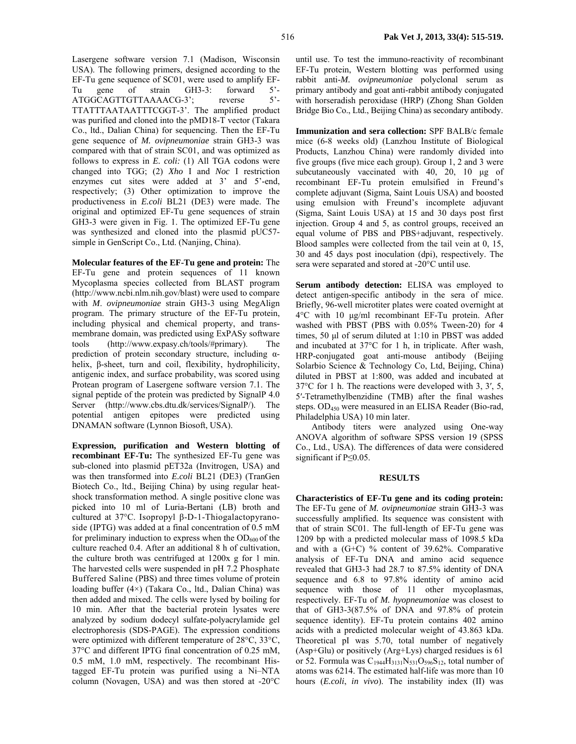Lasergene software version 7.1 (Madison, Wisconsin USA). The following primers, designed according to the EF-Tu gene sequence of SC01, were used to amplify EF-Tu gene of strain GH3-3: forward 5'-ATGGCAGTTGTTAAAACG-3'; reverse 5'-TTATTTAATAATTTCGGT-3'. The amplified product was purified and cloned into the pMD18-T vector (Takara Co., ltd., Dalian China) for sequencing. Then the EF-Tu gene sequence of *M. ovipneumoniae* strain GH3-3 was compared with that of strain SC01, and was optimized as follows to express in *E. coli:* (1) All TGA codons were changed into TGG; (2) *Xho* I and *Noc* I restriction enzymes cut sites were added at 3' and 5'-end, respectively; (3) Other optimization to improve the productiveness in *E.coli* BL21 (DE3) were made. The original and optimized EF-Tu gene sequences of strain GH3-3 were given in Fig. 1. The optimized EF-Tu gene was synthesized and cloned into the plasmid pUC57-simple in GenScript Co., Ltd. (Nanjing, China).

**Molecular features of the EF-Tu gene and protein:** The EF-Tu gene and protein sequences of 11 known Mycoplasma species collected from BLAST program (http://www.ncbi.nlm.nih.gov/blast) were used to compare with *M. ovipneumoniae* strain GH3-3 using MegAlign program. The primary structure of the EF-Tu protein, including physical and chemical property, and trans-membrane domain, was predicted using ExPASy software tools (http://www.expasy.ch/tools/#primary). The prediction of protein secondary structure, including α-helix, β-sheet, turn and coil, flexibility, hydrophilicity, antigenic index, and surface probability, was scored using Protean program of Lasergene software version 7.1. The signal peptide of the protein was predicted by SignalP 4.0 Server (http://www.cbs.dtu.dk/services/SignalP/). The potential antigen epitopes were predicted using DNAMAN software (Lynnon Biosoft, USA).

**Expression, purification and Western blotting of recombinant EF-Tu:** The synthesized EF-Tu gene was sub-cloned into plasmid pET32a (Invitrogen, USA) and was then transformed into *E.coli* BL21 (DE3) (TranGen Biotech Co., ltd., Beijing China) by using regular heat-shock transformation method. A single positive clone was picked into 10 ml of Luria-Bertani (LB) broth and cultured at 37°C. Isopropyl β-D-1-Thiogalactopyranoside (IPTG) was added at a final concentration of 0.5 mM for preliminary induction to express when the $OD_{600}$ of the culture reached 0.4. After an additional 8 h of cultivation, the culture broth was centrifuged at 1200x g for 1 min. The harvested cells were suspended in pH 7.2 Phosphate Buffered Saline (PBS) and three times volume of protein loading buffer (4×) (Takara Co., ltd., Dalian China) was then added and mixed. The cells were lysed by boiling for 10 min. After that the bacterial protein lysates were analyzed by sodium dodecyl sulfate-polyacrylamide gel electrophoresis (SDS-PAGE). The expression conditions were optimized with different temperature of 28°C, 33°C, 37°C and different IPTG final concentration of 0.25 mM, 0.5 mM, 1.0 mM, respectively. The recombinant His-tagged EF-Tu protein was purified using a Ni–NTA column (Novagen, USA) and was then stored at -20°C until use. To test the immuno-reactivity of recombinant EF-Tu protein, Western blotting was performed using rabbit anti-*M. ovipneumoniae* polyclonal serum as primary antibody and goat anti-rabbit antibody conjugated with horseradish peroxidase (HRP) (Zhong Shan Golden Bridge Bio Co., Ltd., Beijing China) as secondary antibody.

**Immunization and sera collection:** SPF BALB/c female mice (6-8 weeks old) (Lanzhou Institute of Biological Products, Lanzhou China) were randomly divided into five groups (five mice each group). Group 1, 2 and 3 were subcutaneously vaccinated with 40, 20, 10 μg of recombinant EF-Tu protein emulsified in Freund's complete adjuvant (Sigma, Saint Louis USA) and boosted using emulsion with Freund's incomplete adjuvant (Sigma, Saint Louis USA) at 15 and 30 days post first injection. Group 4 and 5, as control groups, received an equal volume of PBS and PBS+adjuvant, respectively. Blood samples were collected from the tail vein at 0, 15, 30 and 45 days post inoculation (dpi), respectively. The sera were separated and stored at -20°C until use.

**Serum antibody detection:** ELISA was employed to detect antigen-specific antibody in the sera of mice. Briefly, 96-well microtiter plates were coated overnight at 4°C with 10 μg/ml recombinant EF-Tu protein. After washed with PBST (PBS with 0.05% Tween-20) for 4 times, 50 μl of serum diluted at 1:10 in PBST was added and incubated at 37°C for 1 h, in triplicate. After wash, HRP-conjugated goat anti-mouse antibody (Beijing Solarbio Science & Technology Co, Ltd, Beijing, China) diluted in PBST at 1:800, was added and incubated at 37°C for 1 h. The reactions were developed with 3, 3′, 5, 5′-Tetramethylbenzidine (TMB) after the final washes steps. $OD_{450}$ were measured in an ELISA Reader (Bio-rad, Philadelphia USA) 10 min later.

Antibody titers were analyzed using One-way ANOVA algorithm of software SPSS version 19 (SPSS Co., Ltd., USA). The differences of data were considered significant if $P \leq 0.05$.

## RESULTS

**Characteristics of EF-Tu gene and its coding protein:** The EF-Tu gene of *M. ovipneumoniae* strain GH3-3 was successfully amplified. Its sequence was consistent with that of strain SC01. The full-length of EF-Tu gene was 1209 bp with a predicted molecular mass of 1098.5 kDa and with a (G+C) % content of 39.62%. Comparative analysis of EF-Tu DNA and amino acid sequence revealed that GH3-3 had 28.7 to 87.5% identity of DNA sequence and 6.8 to 97.8% identity of amino acid sequence with those of 11 other mycoplasmas, respectively. EF-Tu of *M. hyopneumoniae* was closest to that of GH3-3(87.5% of DNA and 97.8% of protein sequence identity). EF-Tu protein contains 402 amino acids with a predicted molecular weight of 43.863 kDa. Theoretical pI was 5.70, total number of negatively (Asp+Glu) or positively (Arg+Lys) charged residues is 61 or 52. Formula was $C_{1944}H_{3131}N_{531}O_{596}S_{12}$, total number of atoms was 6214. The estimated half-life was more than 10 hours (*E.coli*, *in vivo*). The instability index (II) was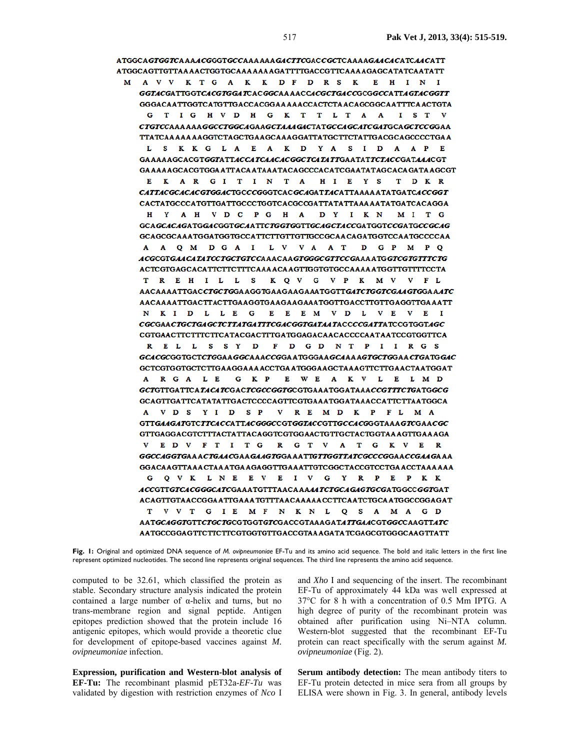```
ATGGCAGTGGTCAAAACGGGTGCCAAAAAAGACTTCGACCGCTCAAAAGAACACATCAACATT
ATGGCAGTTGTTAAAACTGGTGCAAAAAAAGATTTTGACCGTTCAAAAGAGCATATCAATATT
 M  A  V  V  K  T  G  A  K  K  D  F  D  R  S  K  E  H  I  N  I
GGTACGATTGGTCACGTGGATCACGGCAAAACCACGCTGACCGCGGCCATTAGTACGGTT
GGGACAATTGGTCATGTTGACCACGGAAAAACCACTCTAACAGCGGCAATTTCAACTGTA
 G  T  I  G  H  V  D  H  G  K  T  T  L  T  A  A  I  S  T  V
CTGTCCAAAAAAGGCCTGGCAGAAGCTAAAGACTATGCCAGCATCGATGCAGCTCCGGAA
TTATCAAAAAAAGGTCTAGCTGAAGCAAAGGATTATGCTTCTATTGACGCAGCCCCTGAA
 L  S  K  K  G  L  A  E  A  K  D  Y  A  S  I  D  A  A  P  E
GAAAAAGCACGTGGTATTACCATCAACACGGCTCATATTGAATATTCTACCGATAAACGT
GAAAAAGCACGTGGAATTACAATAAATACAGCCCACATCGAATATAGCACAGATAAGCGT
 E  K  A  R  G  I  T  I  N  T  A  H  I  E  Y  S  T  D  K  R
CATTACGCACACGTGGACTGCCCGGGTCACGCAGATTACATTAAAAATATGATCACCGGT
CACTATGCCCATGTTGATTGCCCTGGTCACGCCGATTATATTAAAAATATGATCACAGGA
 H  Y  A  H  V  D  C  P  G  H  A  D  Y  I  K  N  M  I  T  G
GCAGCACAGATGGACGGTGCAATTCTGGTGGTTGCAGCTACCGATGGTCCGATGCCGCAG
GCAGCGCAAATGGATGGTGCCATTCTTGTTGTTGCCGCAACAGATGGTCCAATGCCCCAA
 A  A  Q  M  D  G  A  I  L  V  V  A  A  T  D  G  P  M  P  Q
ACGCGTGAACATATCCTGCTGTCCAAACAAGTGGGCGTTCCGAAAATGGTCGTGTTTCTG
ACTCGTGAGCACATTCTTCTTTCAAAACAAGTTGGTGTGCCAAAAATGGTTGTTTTCCTA
 T  R  E  H  I  L  L  S  K  Q  V  G  V  P  K  M  V  V  F  L
AACAAAATTGACCTGCTGGAAGGTGAAGAAGAAATGGTTGATCTGGTCGAAGTGGAAATC
AACAAAATTGACTTACTTGAAGGTGAAGAAGAAATGGTTGACCTTGTTGAGGTTGAAATT
 N  K  I  D  L  L  E  G  E  E  E  M  V  D  L  V  E  V  E  I
CGCGAACTGCTGAGCTCTTATGATTTCGACGGTGATAATACCCCGATTATCCGTGGTAGC
CGTGAACTTCTTTCTTCATACGACTTTGATGGAGACAACACCCCAATAATCCGTGGTTCA
 R  E  L  L  S  S  Y  D  F  D  G  D  N  T  P  I  I  R  G  S
GCACGCGGTGCTCTGGAAGGCAAACCGGAATGGGAAGCAAAAGTGCTGGAACTGATGGAC
GCTCGTGGTGCTCTTGAAGGAAAACCTGAATGGGAAGCTAAAGTTCTTGAACTAATGGAT
 A  R  G  A  L  E  G  K  P  E  W  E  A  K  V  L  E  L  M  D
GCTGTTGATTCATACATCGACTCGCCGGTGCGTGAAATGGATAAACCGTTTCTGATGGCG
GCAGTTGATTCATATATTGACTCCCCAGTTCGTGAAATGGATAAACCATTCTTAATGGCA
 A  V  D  S  Y  I  D  S  P  V  R  E  M  D  K  P  F  L  M  A
GTTGAAGATGTCTTCACCATTACGGGCCGTGGTACCGTTGCCACGGGTAAAGTCGAACGC
GTTGAGGACGTCTTTACTATTACAGGTCGTGGAACTGTTGCTACTGGTAAAGTTGAAAGA
 V  E  D  V  F  T  I  T  G  R  G  T  V  A  T  G  K  V  E  R
GGCCAGGTGAAACTGAACGAAGAAGTGGAAATTGTTGGTTATCGCCCGGAACCGAAGAAA
GGACAAGTTAAACTAAATGAAGAGGTTGAAATTGTCGGCTACCGTCCTGAACCTAAAAAA
 G  Q  V  K  L  N  E  E  V  E  I  V  G  Y  R  P  E  P  K  K
ACCGTTGTCACGGGCATCGAAATGTTTAACAAAAATCTGCAGAGTGCGATGGCCGGTGAT
ACAGTTGTAACCGGAATTGAAATGTTTAACAAAAACCTTCAATCTGCAATGGCCGGAGAT
 T  V  V  T  G  I  E  M  F  N  K  N  L  Q  S  A  M  A  G  D
AATGCAGGTGTTCTGCTGCGTGGTGTCGACCGTAAAGATATTGAACGTGGCCAAGTTATC
AATGCCGGAGTTCTTCTTCGTGGTGTTGACCGTAAAGATATCGAGCGTGGGCAAGTTATT
```

**Fig. 1:** Original and optimized DNA sequence of *M. ovipneumoniae* EF-Tu and its amino acid sequence. The bold and italic letters in the first line represent optimized nucleotides. The second line represents original sequences. The third line represents the amino acid sequence.

computed to be 32.61, which classified the protein as stable. Secondary structure analysis indicated the protein contained a large number of α-helix and turns, but no trans-membrane region and signal peptide. Antigen epitopes prediction showed that the protein include 16 antigenic epitopes, which would provide a theoretic clue for development of epitope-based vaccines against *M. ovipneumoniae* infection.

**Expression, purification and Western-blot analysis of EF-Tu:** The recombinant plasmid pET32a-*EF-Tu* was validated by digestion with restriction enzymes of *Nco* I and *Xho* I and sequencing of the insert. The recombinant EF-Tu of approximately 44 kDa was well expressed at 37°C for 8 h with a concentration of 0.5 Mm IPTG. A high degree of purity of the recombinant protein was obtained after purification using Ni–NTA column. Western-blot suggested that the recombinant EF-Tu protein can react specifically with the serum against *M. ovipneumoniae* (Fig. 2).

**Serum antibody detection:** The mean antibody titers to EF-Tu protein detected in mice sera from all groups by ELISA were shown in Fig. 3. In general, antibody levels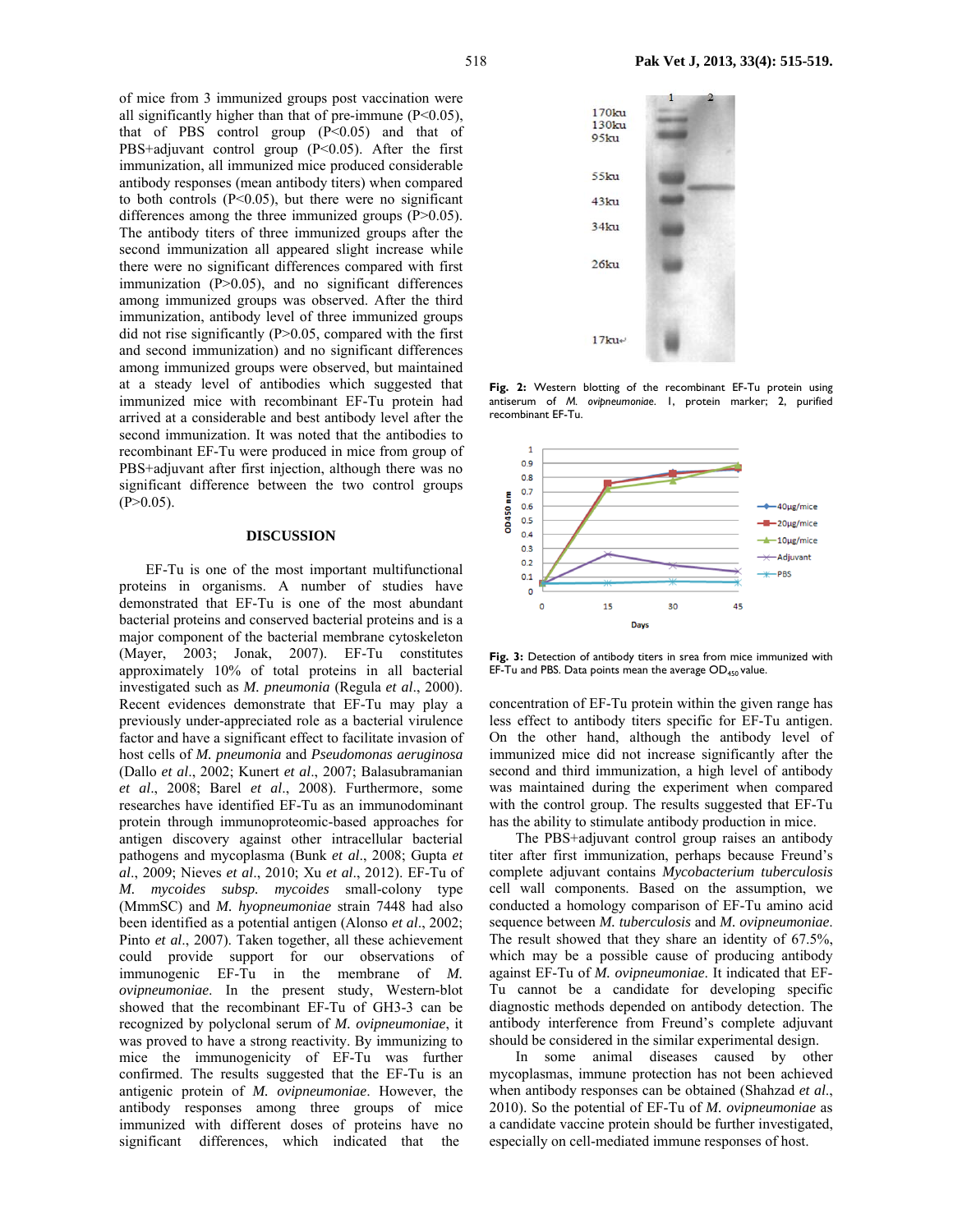of mice from 3 immunized groups post vaccination were all significantly higher than that of pre-immune (P<0.05), that of PBS control group (P<0.05) and that of PBS+adjuvant control group (P<0.05). After the first immunization, all immunized mice produced considerable antibody responses (mean antibody titers) when compared to both controls (P<0.05), but there were no significant differences among the three immunized groups (P>0.05). The antibody titers of three immunized groups after the second immunization all appeared slight increase while there were no significant differences compared with first immunization (P>0.05), and no significant differences among immunized groups was observed. After the third immunization, antibody level of three immunized groups did not rise significantly (P>0.05, compared with the first and second immunization) and no significant differences among immunized groups were observed, but maintained at a steady level of antibodies which suggested that immunized mice with recombinant EF-Tu protein had arrived at a considerable and best antibody level after the second immunization. It was noted that the antibodies to recombinant EF-Tu were produced in mice from group of PBS+adjuvant after first injection, although there was no significant difference between the two control groups (P>0.05).

## DISCUSSION

EF-Tu is one of the most important multifunctional proteins in organisms. A number of studies have demonstrated that EF-Tu is one of the most abundant bacterial proteins and conserved bacterial proteins and is a major component of the bacterial membrane cytoskeleton (Mayer, 2003; Jonak, 2007). EF-Tu constitutes approximately 10% of total proteins in all bacterial investigated such as *M. pneumonia* (Regula *et al*., 2000). Recent evidences demonstrate that EF-Tu may play a previously under-appreciated role as a bacterial virulence factor and have a significant effect to facilitate invasion of host cells of *M. pneumonia* and *Pseudomonas aeruginosa* (Dallo *et al*., 2002; Kunert *et al*., 2007; Balasubramanian *et al*., 2008; Barel *et al*., 2008). Furthermore, some researches have identified EF-Tu as an immunodominant protein through immunoproteomic-based approaches for antigen discovery against other intracellular bacterial pathogens and mycoplasma (Bunk *et al*., 2008; Gupta *et al*., 2009; Nieves *et al*., 2010; Xu *et al*., 2012). EF-Tu of *M. mycoides subsp. mycoides* small-colony type (MmmSC) and *M. hyopneumoniae* strain 7448 had also been identified as a potential antigen (Alonso *et al*., 2002; Pinto *et al*., 2007). Taken together, all these achievement could provide support for our observations of immunogenic EF-Tu in the membrane of *M. ovipneumoniae*. In the present study, Western-blot showed that the recombinant EF-Tu of GH3-3 can be recognized by polyclonal serum of *M. ovipneumoniae*, it was proved to have a strong reactivity. By immunizing to mice the immunogenicity of EF-Tu was further confirmed. The results suggested that the EF-Tu is an antigenic protein of *M. ovipneumoniae*. However, the antibody responses among three groups of mice immunized with different doses of proteins have no significant differences, which indicated that the concentration of EF-Tu protein within the given range has less effect to antibody titers specific for EF-Tu antigen. On the other hand, although the antibody level of immunized mice did not increase significantly after the second and third immunization, a high level of antibody was maintained during the experiment when compared with the control group. The results suggested that EF-Tu has the ability to stimulate antibody production in mice.

The PBS+adjuvant control group raises an antibody titer after first immunization, perhaps because Freund's complete adjuvant contains *Mycobacterium tuberculosis* cell wall components. Based on the assumption, we conducted a homology comparison of EF-Tu amino acid sequence between *M. tuberculosis* and *M. ovipneumoniae*. The result showed that they share an identity of 67.5%, which may be a possible cause of producing antibody against EF-Tu of *M. ovipneumoniae*. It indicated that EF-Tu cannot be a candidate for developing specific diagnostic methods depended on antibody detection. The antibody interference from Freund's complete adjuvant should be considered in the similar experimental design.

In some animal diseases caused by other mycoplasmas, immune protection has not been achieved when antibody responses can be obtained (Shahzad *et al*., 2010). So the potential of EF-Tu of *M. ovipneumoniae* as a candidate vaccine protein should be further investigated, especially on cell-mediated immune responses of host.

**Fig. 2:** Western blotting of the recombinant EF-Tu protein using antiserum of *M. ovipneumoniae*. 1, protein marker; 2, purified recombinant EF-Tu.

**Fig. 3:** Detection of antibody titers in srea from mice immunized with EF-Tu and PBS. Data points mean the average $OD_{450}$ value.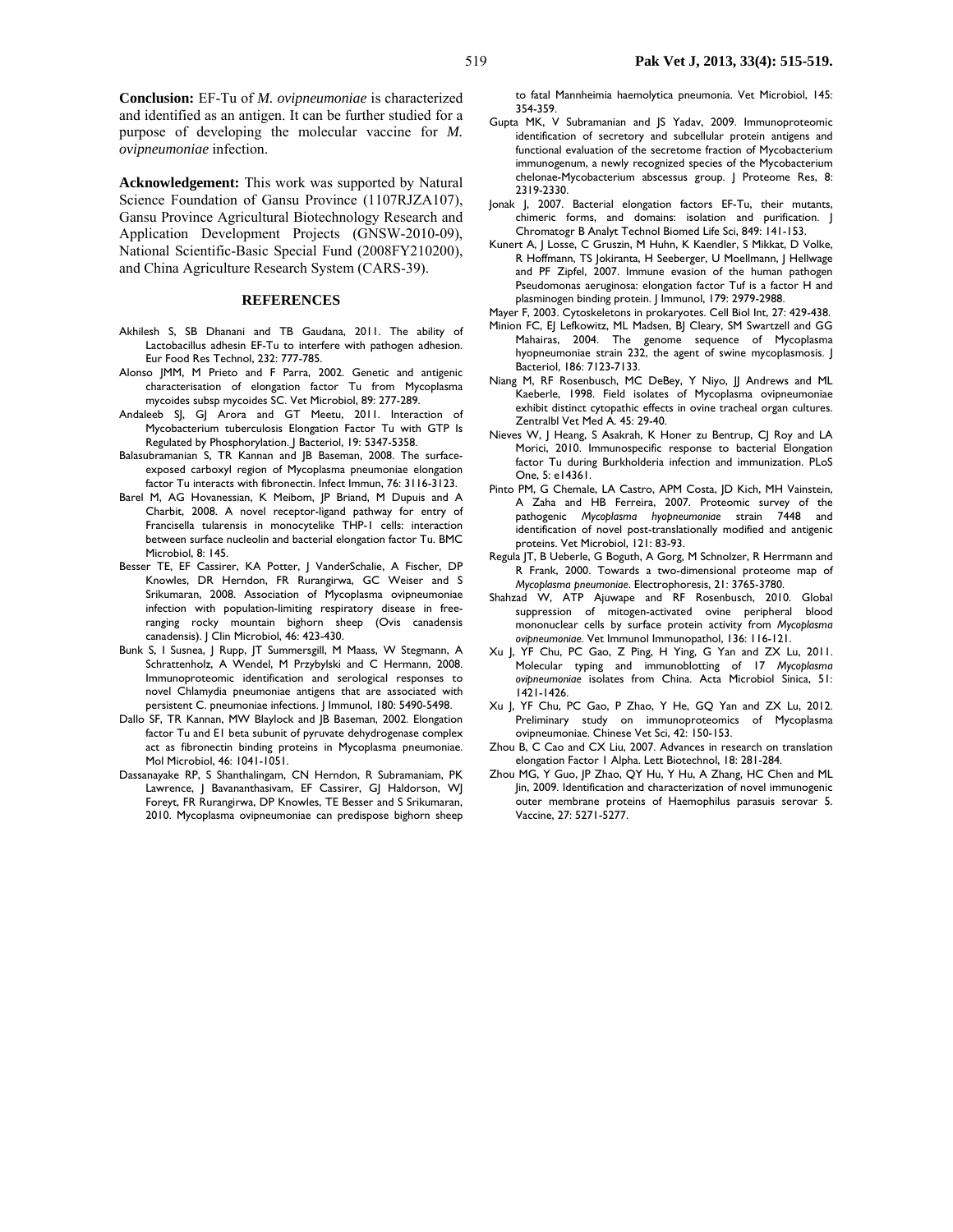**Conclusion:** EF-Tu of *M. ovipneumoniae* is characterized and identified as an antigen. It can be further studied for a purpose of developing the molecular vaccine for *M. ovipneumoniae* infection.

**Acknowledgement:** This work was supported by Natural Science Foundation of Gansu Province (1107RJZA107), Gansu Province Agricultural Biotechnology Research and Application Development Projects (GNSW-2010-09), National Scientific-Basic Special Fund (2008FY210200), and China Agriculture Research System (CARS-39).

## REFERENCES

Akhilesh S, SB Dhanani and TB Gaudana, 2011. The ability of Lactobacillus adhesin EF-Tu to interfere with pathogen adhesion. Eur Food Res Technol, 232: 777-785.

Alonso JMM, M Prieto and F Parra, 2002. Genetic and antigenic characterisation of elongation factor Tu from Mycoplasma mycoides subsp mycoides SC. Vet Microbiol, 89: 277-289.

Andaleeb SJ, GJ Arora and GT Meetu, 2011. Interaction of Mycobacterium tuberculosis Elongation Factor Tu with GTP Is Regulated by Phosphorylation. J Bacteriol, 19: 5347-5358.

Balasubramanian S, TR Kannan and JB Baseman, 2008. The surface-exposed carboxyl region of Mycoplasma pneumoniae elongation factor Tu interacts with fibronectin. Infect Immun, 76: 3116-3123.

Barel M, AG Hovanessian, K Meibom, JP Briand, M Dupuis and A Charbit, 2008. A novel receptor-ligand pathway for entry of Francisella tularensis in monocytelike THP-1 cells: interaction between surface nucleolin and bacterial elongation factor Tu. BMC Microbiol, 8: 145.

Besser TE, EF Cassirer, KA Potter, J VanderSchalie, A Fischer, DP Knowles, DR Herndon, FR Rurangirwa, GC Weiser and S Srikumaran, 2008. Association of Mycoplasma ovipneumoniae infection with population-limiting respiratory disease in free-ranging rocky mountain bighorn sheep (Ovis canadensis canadensis). J Clin Microbiol, 46: 423-430.

Bunk S, I Susnea, J Rupp, JT Summersgill, M Maass, W Stegmann, A Schrattenholz, A Wendel, M Przybylski and C Hermann, 2008. Immunoproteomic identification and serological responses to novel Chlamydia pneumoniae antigens that are associated with persistent C. pneumoniae infections. J Immunol, 180: 5490-5498.

Dallo SF, TR Kannan, MW Blaylock and JB Baseman, 2002. Elongation factor Tu and E1 beta subunit of pyruvate dehydrogenase complex act as fibronectin binding proteins in Mycoplasma pneumoniae. Mol Microbiol, 46: 1041-1051.

Dassanayake RP, S Shanthalingam, CN Herndon, R Subramaniam, PK Lawrence, J Bavananthasivam, EF Cassirer, GJ Haldorson, WJ Foreyt, FR Rurangirwa, DP Knowles, TE Besser and S Srikumaran, 2010. Mycoplasma ovipneumoniae can predispose bighorn sheep to fatal Mannheimia haemolytica pneumonia. Vet Microbiol, 145: 354-359.

Gupta MK, V Subramanian and JS Yadav, 2009. Immunoproteomic identification of secretory and subcellular protein antigens and functional evaluation of the secretome fraction of Mycobacterium immunogenum, a newly recognized species of the Mycobacterium chelonae-Mycobacterium abscessus group. J Proteome Res, 8: 2319-2330.

Jonak J, 2007. Bacterial elongation factors EF-Tu, their mutants, chimeric forms, and domains: isolation and purification. J Chromatogr B Analyt Technol Biomed Life Sci, 849: 141-153.

Kunert A, J Losse, C Gruszin, M Huhn, K Kaendler, S Mikkat, D Volke, R Hoffmann, TS Jokiranta, H Seeberger, U Moellmann, J Hellwage and PF Zipfel, 2007. Immune evasion of the human pathogen Pseudomonas aeruginosa: elongation factor Tuf is a factor H and plasminogen binding protein. J Immunol, 179: 2979-2988.

Mayer F, 2003. Cytoskeletons in prokaryotes. Cell Biol Int, 27: 429-438.

Minion FC, EJ Lefkowitz, ML Madsen, BJ Cleary, SM Swartzell and GG Mahairas, 2004. The genome sequence of Mycoplasma hyopneumoniae strain 232, the agent of swine mycoplasmosis. J Bacteriol, 186: 7123-7133.

Niang M, RF Rosenbusch, MC DeBey, Y Niyo, JJ Andrews and ML Kaeberle, 1998. Field isolates of Mycoplasma ovipneumoniae exhibit distinct cytopathic effects in ovine tracheal organ cultures. Zentralbl Vet Med A. 45: 29-40.

Nieves W, J Heang, S Asakrah, K Honer zu Bentrup, CJ Roy and LA Morici, 2010. Immunospecific response to bacterial Elongation factor Tu during Burkholderia infection and immunization. PLoS One, 5: e14361.

Pinto PM, G Chemale, LA Castro, APM Costa, JD Kich, MH Vainstein, A Zaha and HB Ferreira, 2007. Proteomic survey of the pathogenic *Mycoplasma hyopneumoniae* strain 7448 and identification of novel post-translationally modified and antigenic proteins. Vet Microbiol, 121: 83-93.

Regula JT, B Ueberle, G Boguth, A Gorg, M Schnolzer, R Herrmann and R Frank, 2000. Towards a two-dimensional proteome map of *Mycoplasma pneumoniae*. Electrophoresis, 21: 3765-3780.

Shahzad W, ATP Ajuwape and RF Rosenbusch, 2010. Global suppression of mitogen-activated ovine peripheral blood mononuclear cells by surface protein activity from *Mycoplasma ovipneumoniae*. Vet Immunol Immunopathol, 136: 116-121.

Xu J, YF Chu, PC Gao, Z Ping, H Ying, G Yan and ZX Lu, 2011. Molecular typing and immunoblotting of 17 *Mycoplasma ovipneumoniae* isolates from China. Acta Microbiol Sinica, 51: 1421-1426.

Xu J, YF Chu, PC Gao, P Zhao, Y He, GQ Yan and ZX Lu, 2012. Preliminary study on immunoproteomics of Mycoplasma ovipneumoniae. Chinese Vet Sci, 42: 150-153.

Zhou B, C Cao and CX Liu, 2007. Advances in research on translation elongation Factor 1 Alpha. Lett Biotechnol, 18: 281-284.

Zhou MG, Y Guo, JP Zhao, QY Hu, Y Hu, A Zhang, HC Chen and ML Jin, 2009. Identification and characterization of novel immunogenic outer membrane proteins of Haemophilus parasuis serovar 5. Vaccine, 27: 5271-5277.